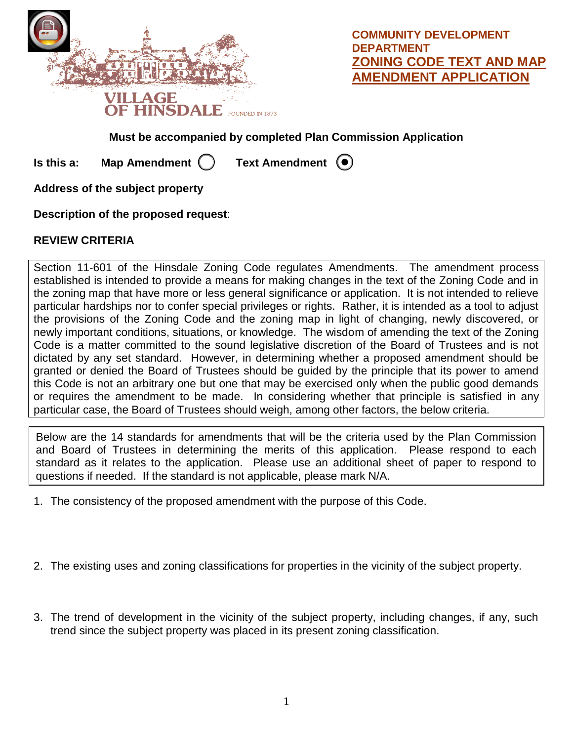VILLAGE OF HINSDALE FOUNDED IN 1873

**COMMUNITY DEVELOPMENT DEPARTMENT**

# ZONING CODE TEXT AND MAP AMENDMENT APPLICATION

**Must be accompanied by completed Plan Commission Application**

**Is this a:** **Map Amendment** ◯ **Text Amendment** ◉

**Address of the subject property**

**Description of the proposed request**:

## REVIEW CRITERIA

Section 11-601 of the Hinsdale Zoning Code regulates Amendments. The amendment process established is intended to provide a means for making changes in the text of the Zoning Code and in the zoning map that have more or less general significance or application. It is not intended to relieve particular hardships nor to confer special privileges or rights. Rather, it is intended as a tool to adjust the provisions of the Zoning Code and the zoning map in light of changing, newly discovered, or newly important conditions, situations, or knowledge. The wisdom of amending the text of the Zoning Code is a matter committed to the sound legislative discretion of the Board of Trustees and is not dictated by any set standard. However, in determining whether a proposed amendment should be granted or denied the Board of Trustees should be guided by the principle that its power to amend this Code is not an arbitrary one but one that may be exercised only when the public good demands or requires the amendment to be made. In considering whether that principle is satisfied in any particular case, the Board of Trustees should weigh, among other factors, the below criteria.

Below are the 14 standards for amendments that will be the criteria used by the Plan Commission and Board of Trustees in determining the merits of this application. Please respond to each standard as it relates to the application. Please use an additional sheet of paper to respond to questions if needed. If the standard is not applicable, please mark N/A.

1. The consistency of the proposed amendment with the purpose of this Code.

2. The existing uses and zoning classifications for properties in the vicinity of the subject property.

3. The trend of development in the vicinity of the subject property, including changes, if any, such trend since the subject property was placed in its present zoning classification.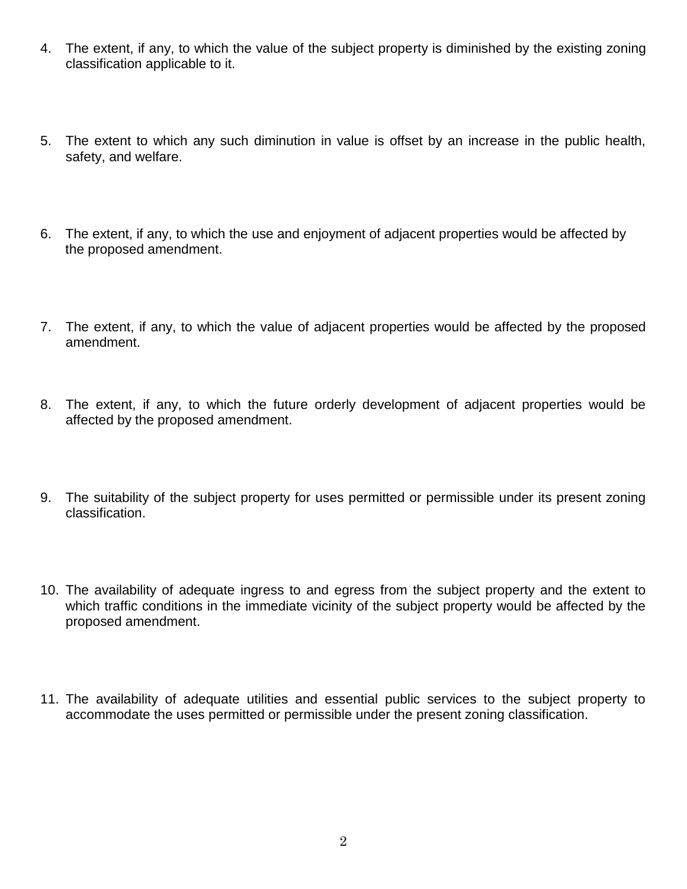4. The extent, if any, to which the value of the subject property is diminished by the existing zoning classification applicable to it.

5. The extent to which any such diminution in value is offset by an increase in the public health, safety, and welfare.

6. The extent, if any, to which the use and enjoyment of adjacent properties would be affected by the proposed amendment.

7. The extent, if any, to which the value of adjacent properties would be affected by the proposed amendment.

8. The extent, if any, to which the future orderly development of adjacent properties would be affected by the proposed amendment.

9. The suitability of the subject property for uses permitted or permissible under its present zoning classification.

10. The availability of adequate ingress to and egress from the subject property and the extent to which traffic conditions in the immediate vicinity of the subject property would be affected by the proposed amendment.

11. The availability of adequate utilities and essential public services to the subject property to accommodate the uses permitted or permissible under the present zoning classification.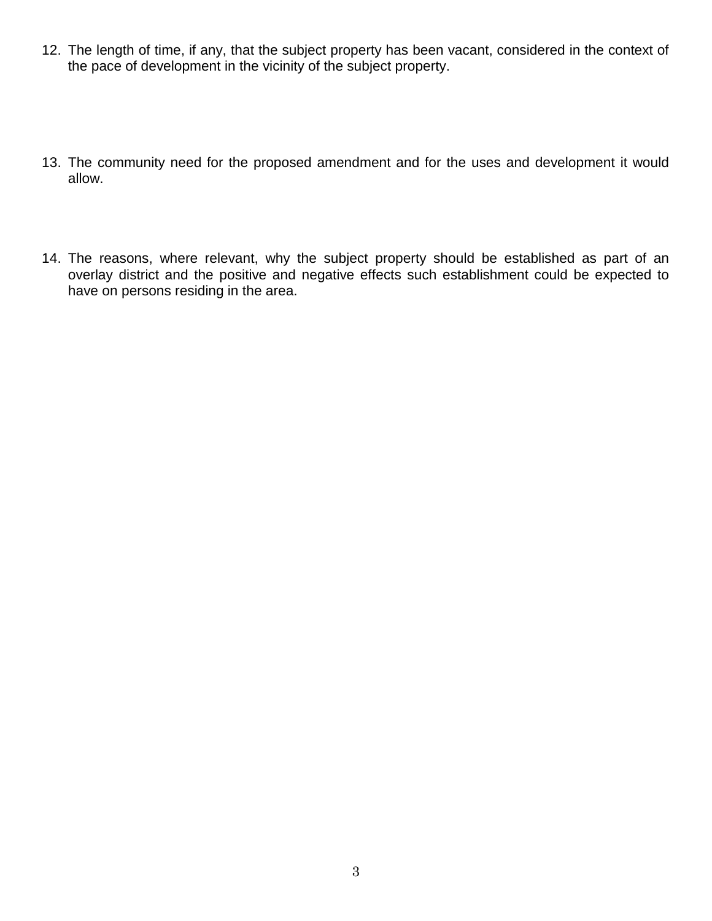12. The length of time, if any, that the subject property has been vacant, considered in the context of the pace of development in the vicinity of the subject property.

13. The community need for the proposed amendment and for the uses and development it would allow.

14. The reasons, where relevant, why the subject property should be established as part of an overlay district and the positive and negative effects such establishment could be expected to have on persons residing in the area.